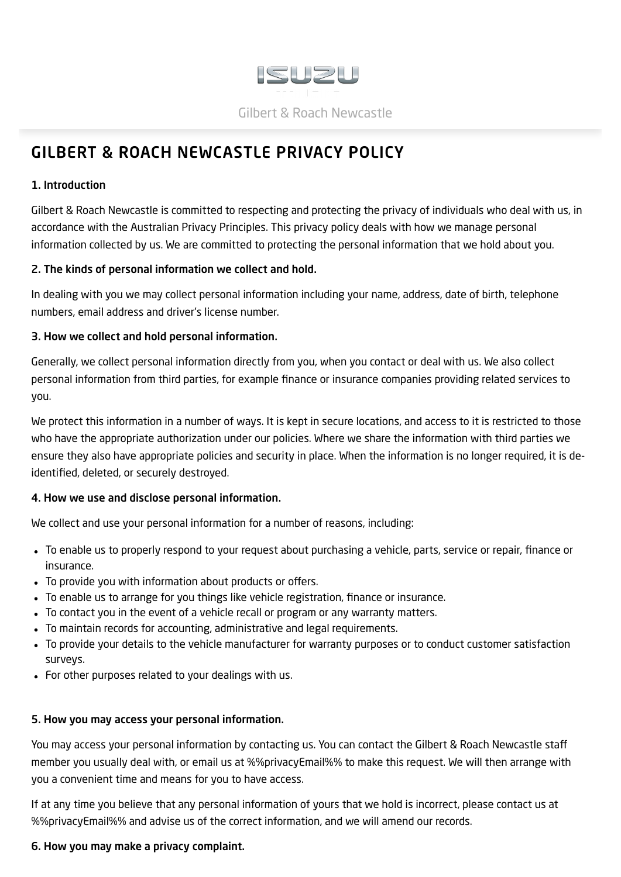Gilbert & Roach Newcastle

# GILBERT & ROACH NEWCASTLE PRIVACY POLICY

### 1. Introduction

Gilbert & Roach Newcastle is committed to respecting and protecting the privacy of individuals who deal with us, in accordance with the Australian Privacy Principles. This privacy policy deals with how we manage personal information collected by us. We are committed to protecting the personal information that we hold about you.

### 2. The kinds of personal information we collect and hold.

In dealing with you we may collect personal information including your name, address, date of birth, telephone numbers, email address and driver's license number.

### 3. How we collect and hold personal information.

Generally, we collect personal information directly from you, when you contact or deal with us. We also collect personal information from third parties, for example finance or insurance companies providing related services to you.

We protect this information in a number of ways. It is kept in secure locations, and access to it is restricted to those who have the appropriate authorization under our policies. Where we share the information with third parties we ensure they also have appropriate policies and security in place. When the information is no longer required, it is de-identified, deleted, or securely destroyed.

### 4. How we use and disclose personal information.

We collect and use your personal information for a number of reasons, including:

- To enable us to properly respond to your request about purchasing a vehicle, parts, service or repair, finance or insurance.
- To provide you with information about products or offers.
- To enable us to arrange for you things like vehicle registration, finance or insurance.
- To contact you in the event of a vehicle recall or program or any warranty matters.
- To maintain records for accounting, administrative and legal requirements.
- To provide your details to the vehicle manufacturer for warranty purposes or to conduct customer satisfaction surveys.
- For other purposes related to your dealings with us.

### 5. How you may access your personal information.

You may access your personal information by contacting us. You can contact the Gilbert & Roach Newcastle staff member you usually deal with, or email us at %%privacyEmail%% to make this request. We will then arrange with you a convenient time and means for you to have access.

If at any time you believe that any personal information of yours that we hold is incorrect, please contact us at %%privacyEmail%% and advise us of the correct information, and we will amend our records.

### 6. How you may make a privacy complaint.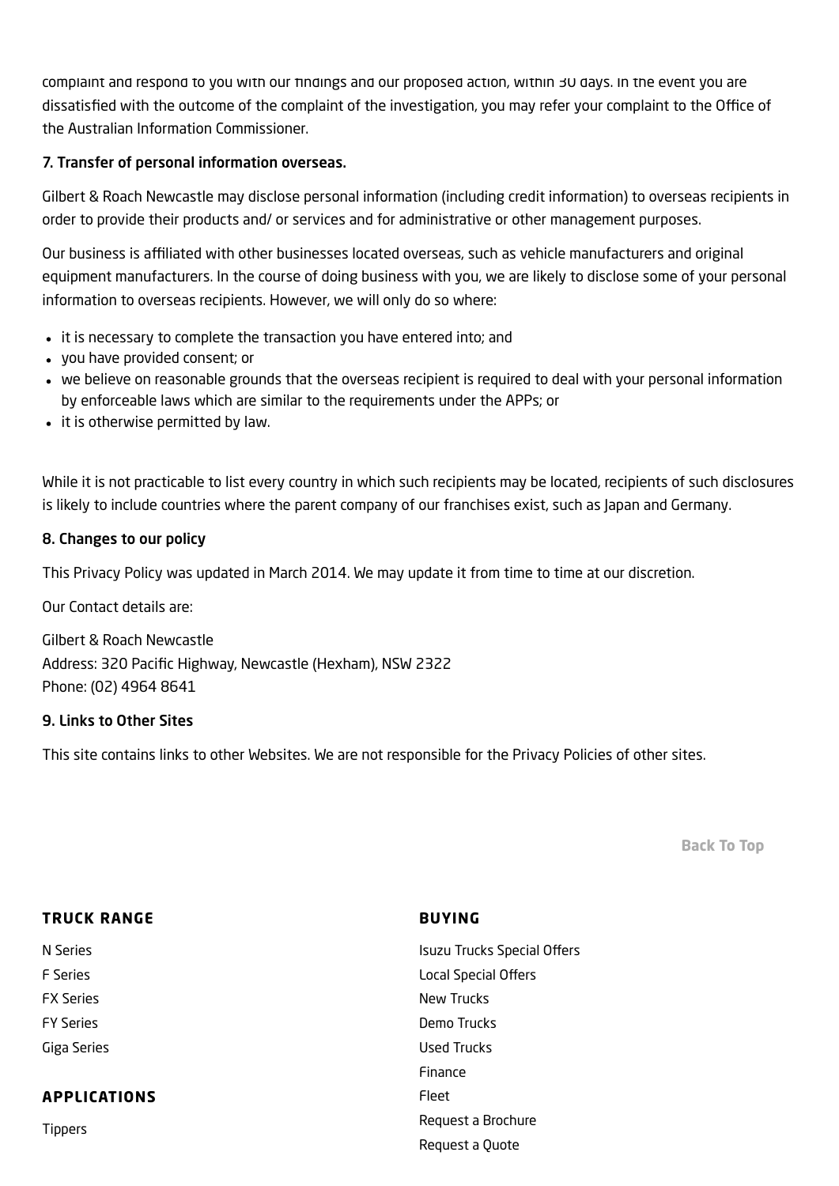complaint and respond to you with our findings and our proposed action, within 30 days. In the event you are dissatisfied with the outcome of the complaint of the investigation, you may refer your complaint to the Office of the Australian Information Commissioner.

### 7. Transfer of personal information overseas.

Gilbert & Roach Newcastle may disclose personal information (including credit information) to overseas recipients in order to provide their products and/ or services and for administrative or other management purposes.

Our business is affiliated with other businesses located overseas, such as vehicle manufacturers and original equipment manufacturers. In the course of doing business with you, we are likely to disclose some of your personal information to overseas recipients. However, we will only do so where:

- it is necessary to complete the transaction you have entered into; and
- you have provided consent; or
- we believe on reasonable grounds that the overseas recipient is required to deal with your personal information by enforceable laws which are similar to the requirements under the APPs; or
- it is otherwise permitted by law.

While it is not practicable to list every country in which such recipients may be located, recipients of such disclosures is likely to include countries where the parent company of our franchises exist, such as Japan and Germany.

### 8. Changes to our policy

This Privacy Policy was updated in March 2014. We may update it from time to time at our discretion.

Our Contact details are:

Gilbert & Roach Newcastle
Address: 320 Pacific Highway, Newcastle (Hexham), NSW 2322
Phone: (02) 4964 8641

### 9. Links to Other Sites

This site contains links to other Websites. We are not responsible for the Privacy Policies of other sites.

Back To Top

**TRUCK RANGE**

N Series
F Series
FX Series
FY Series
Giga Series

**APPLICATIONS**

Tippers

**BUYING**

Isuzu Trucks Special Offers
Local Special Offers
New Trucks
Demo Trucks
Used Trucks
Finance
Fleet
Request a Brochure
Request a Quote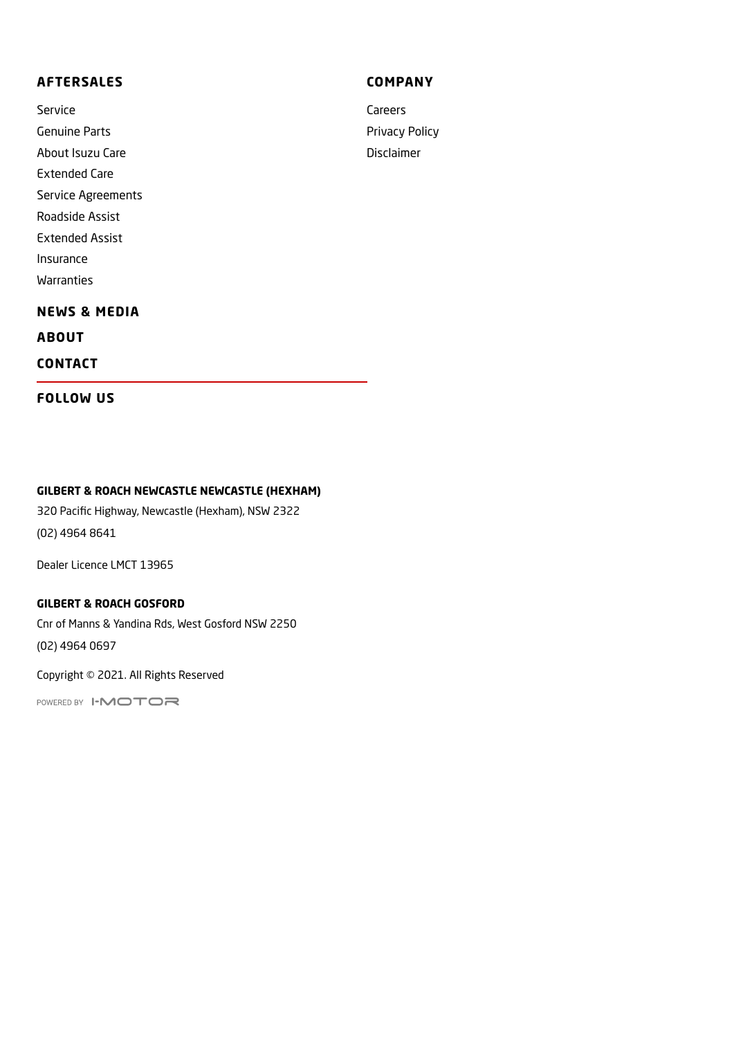## AFTERSALES

- Service
- Genuine Parts
- About Isuzu Care
- Extended Care
- Service Agreements
- Roadside Assist
- Extended Assist
- Insurance
- Warranties

## COMPANY

- Careers
- Privacy Policy
- Disclaimer

## NEWS & MEDIA

## ABOUT

## CONTACT

---

## FOLLOW US

**GILBERT & ROACH NEWCASTLE NEWCASTLE (HEXHAM)**

320 Pacific Highway, Newcastle (Hexham), NSW 2322

(02) 4964 8641

Dealer Licence LMCT 13965

**GILBERT & ROACH GOSFORD**

Cnr of Manns & Yandina Rds, West Gosford NSW 2250

(02) 4964 0697

Copyright © 2021. All Rights Reserved

POWERED BY I-MOTOR